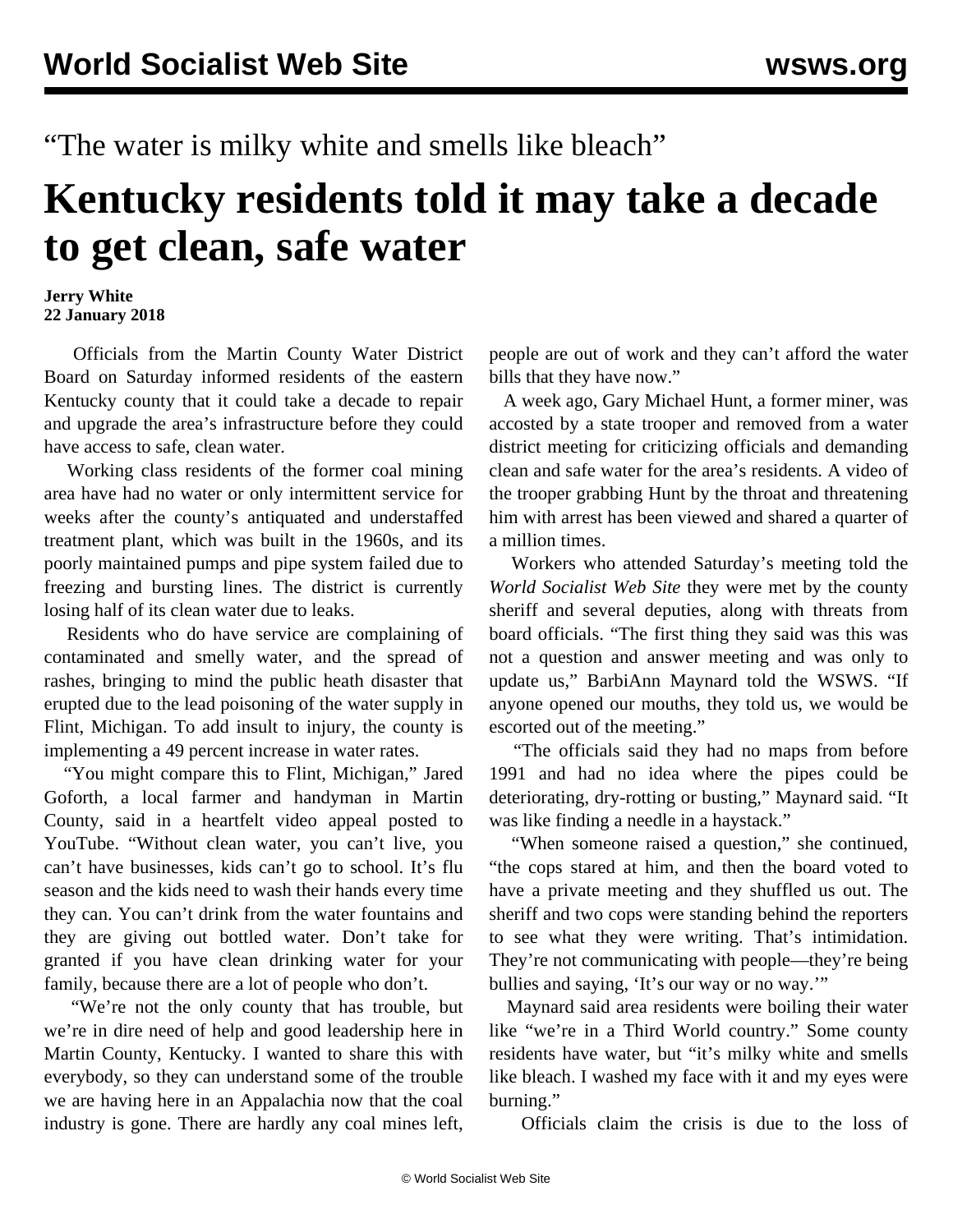“The water is milky white and smells like bleach”

# Kentucky residents told it may take a decade to get clean, safe water

**Jerry White**
**22 January 2018**

Officials from the Martin County Water District Board on Saturday informed residents of the eastern Kentucky county that it could take a decade to repair and upgrade the area’s infrastructure before they could have access to safe, clean water.

Working class residents of the former coal mining area have had no water or only intermittent service for weeks after the county’s antiquated and understaffed treatment plant, which was built in the 1960s, and its poorly maintained pumps and pipe system failed due to freezing and bursting lines. The district is currently losing half of its clean water due to leaks.

Residents who do have service are complaining of contaminated and smelly water, and the spread of rashes, bringing to mind the public heath disaster that erupted due to the lead poisoning of the water supply in Flint, Michigan. To add insult to injury, the county is implementing a 49 percent increase in water rates.

“You might compare this to Flint, Michigan,” Jared Goforth, a local farmer and handyman in Martin County, said in a heartfelt video appeal posted to YouTube. “Without clean water, you can’t live, you can’t have businesses, kids can’t go to school. It’s flu season and the kids need to wash their hands every time they can. You can’t drink from the water fountains and they are giving out bottled water. Don’t take for granted if you have clean drinking water for your family, because there are a lot of people who don’t.

“We’re not the only county that has trouble, but we’re in dire need of help and good leadership here in Martin County, Kentucky. I wanted to share this with everybody, so they can understand some of the trouble we are having here in an Appalachia now that the coal industry is gone. There are hardly any coal mines left, people are out of work and they can’t afford the water bills that they have now.”

A week ago, Gary Michael Hunt, a former miner, was accosted by a state trooper and removed from a water district meeting for criticizing officials and demanding clean and safe water for the area’s residents. A video of the trooper grabbing Hunt by the throat and threatening him with arrest has been viewed and shared a quarter of a million times.

Workers who attended Saturday’s meeting told the *World Socialist Web Site* they were met by the county sheriff and several deputies, along with threats from board officials. “The first thing they said was this was not a question and answer meeting and was only to update us,” BarbiAnn Maynard told the WSWS. “If anyone opened our mouths, they told us, we would be escorted out of the meeting.”

“The officials said they had no maps from before 1991 and had no idea where the pipes could be deteriorating, dry-rotting or busting,” Maynard said. “It was like finding a needle in a haystack.”

“When someone raised a question,” she continued, “the cops stared at him, and then the board voted to have a private meeting and they shuffled us out. The sheriff and two cops were standing behind the reporters to see what they were writing. That’s intimidation. They’re not communicating with people—they’re being bullies and saying, ‘It’s our way or no way.’”

Maynard said area residents were boiling their water like “we’re in a Third World country.” Some county residents have water, but “it’s milky white and smells like bleach. I washed my face with it and my eyes were burning.”

Officials claim the crisis is due to the loss of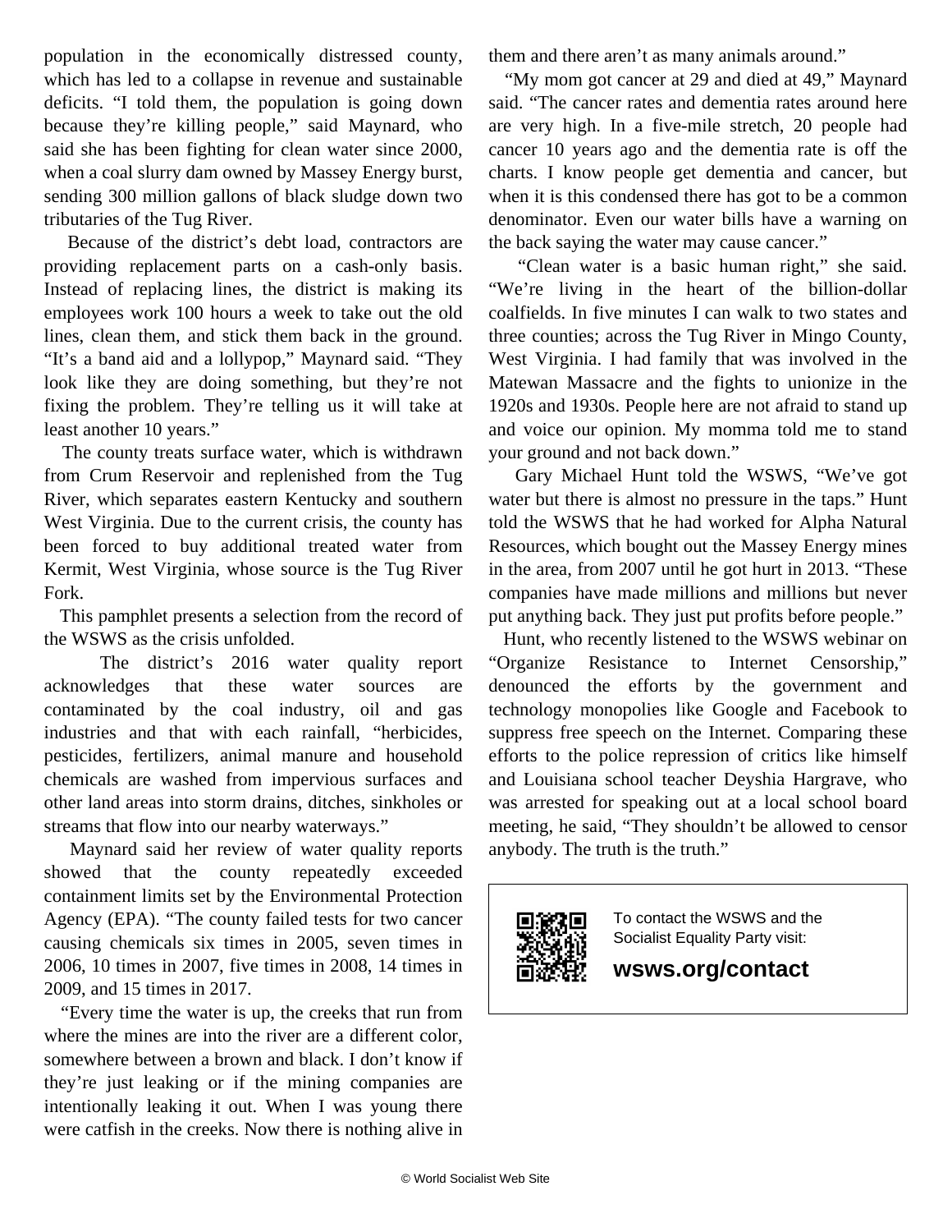population in the economically distressed county, which has led to a collapse in revenue and sustainable deficits. "I told them, the population is going down because they're killing people," said Maynard, who said she has been fighting for clean water since 2000, when a coal slurry dam owned by Massey Energy burst, sending 300 million gallons of black sludge down two tributaries of the Tug River.

Because of the district's debt load, contractors are providing replacement parts on a cash-only basis. Instead of replacing lines, the district is making its employees work 100 hours a week to take out the old lines, clean them, and stick them back in the ground. "It's a band aid and a lollypop," Maynard said. "They look like they are doing something, but they're not fixing the problem. They're telling us it will take at least another 10 years."

The county treats surface water, which is withdrawn from Crum Reservoir and replenished from the Tug River, which separates eastern Kentucky and southern West Virginia. Due to the current crisis, the county has been forced to buy additional treated water from Kermit, West Virginia, whose source is the Tug River Fork.

This pamphlet presents a selection from the record of the WSWS as the crisis unfolded.

The district's 2016 water quality report acknowledges that these water sources are contaminated by the coal industry, oil and gas industries and that with each rainfall, "herbicides, pesticides, fertilizers, animal manure and household chemicals are washed from impervious surfaces and other land areas into storm drains, ditches, sinkholes or streams that flow into our nearby waterways."

Maynard said her review of water quality reports showed that the county repeatedly exceeded containment limits set by the Environmental Protection Agency (EPA). "The county failed tests for two cancer causing chemicals six times in 2005, seven times in 2006, 10 times in 2007, five times in 2008, 14 times in 2009, and 15 times in 2017.

"Every time the water is up, the creeks that run from where the mines are into the river are a different color, somewhere between a brown and black. I don't know if they're just leaking or if the mining companies are intentionally leaking it out. When I was young there were catfish in the creeks. Now there is nothing alive in them and there aren't as many animals around."

"My mom got cancer at 29 and died at 49," Maynard said. "The cancer rates and dementia rates around here are very high. In a five-mile stretch, 20 people had cancer 10 years ago and the dementia rate is off the charts. I know people get dementia and cancer, but when it is this condensed there has got to be a common denominator. Even our water bills have a warning on the back saying the water may cause cancer."

"Clean water is a basic human right," she said. "We're living in the heart of the billion-dollar coalfields. In five minutes I can walk to two states and three counties; across the Tug River in Mingo County, West Virginia. I had family that was involved in the Matewan Massacre and the fights to unionize in the 1920s and 1930s. People here are not afraid to stand up and voice our opinion. My momma told me to stand your ground and not back down."

Gary Michael Hunt told the WSWS, "We've got water but there is almost no pressure in the taps." Hunt told the WSWS that he had worked for Alpha Natural Resources, which bought out the Massey Energy mines in the area, from 2007 until he got hurt in 2013. "These companies have made millions and millions but never put anything back. They just put profits before people."

Hunt, who recently listened to the WSWS webinar on "Organize Resistance to Internet Censorship," denounced the efforts by the government and technology monopolies like Google and Facebook to suppress free speech on the Internet. Comparing these efforts to the police repression of critics like himself and Louisiana school teacher Deyshia Hargrave, who was arrested for speaking out at a local school board meeting, he said, "They shouldn't be allowed to censor anybody. The truth is the truth."

To contact the WSWS and the Socialist Equality Party visit:

**wsws.org/contact**